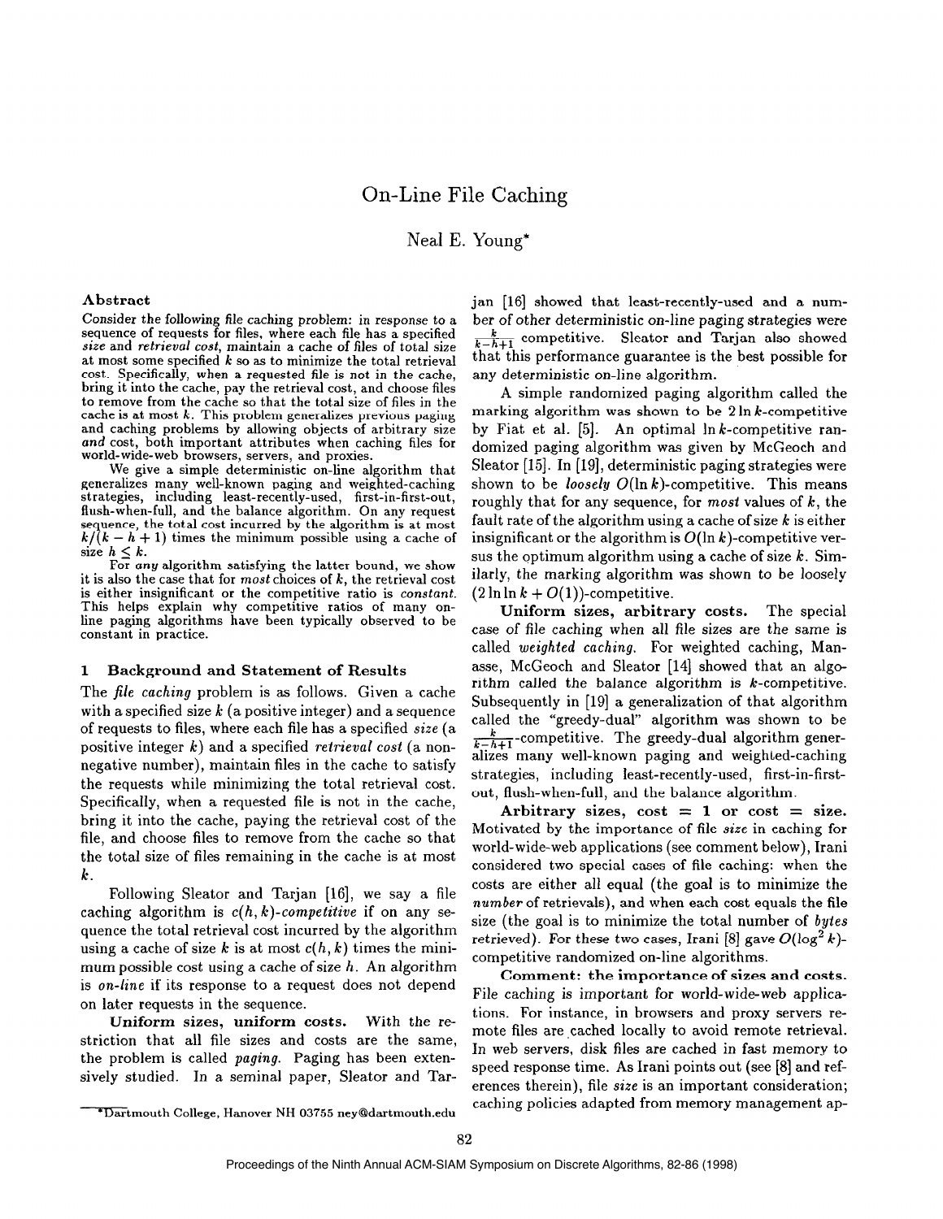// On-Line File Caching

Neal E. Young*

**Abstract**

Consider the following file caching problem: in response to a sequence of requests for files, where each file has a specified *size* and *retrieval cost*, maintain a cache of files of total size at most some specified $k$ so as to minimize the total retrieval cost. Specifically, when a requested file is not in the cache, bring it into the cache, pay the retrieval cost, and choose files to remove from the cache so that the total size of files in the cache is at most $k$. This problem generalizes previous paging and caching problems by allowing objects of arbitrary size *and* cost, both important attributes when caching files for world-wide-web browsers, servers, and proxies.

We give a simple deterministic on-line algorithm that generalizes many well-known paging and weighted-caching strategies, including least-recently-used, first-in-first-out, flush-when-full, and the balance algorithm. On any request sequence, the total cost incurred by the algorithm is at most $k/(k-h+1)$ times the minimum possible using a cache of size $h \leq k$.

For *any* algorithm satisfying the latter bound, we show it is also the case that for *most* choices of $k$, the retrieval cost is either insignificant or the competitive ratio is *constant*. This helps explain why competitive ratios of many on-line paging algorithms have been typically observed to be constant in practice.

## 1 Background and Statement of Results

The *file caching* problem is as follows. Given a cache with a specified size $k$ (a positive integer) and a sequence of requests to files, where each file has a specified *size* (a positive integer $k$) and a specified *retrieval cost* (a non-negative number), maintain files in the cache to satisfy the requests while minimizing the total retrieval cost. Specifically, when a requested file is not in the cache, bring it into the cache, paying the retrieval cost of the file, and choose files to remove from the cache so that the total size of files remaining in the cache is at most $k$.

Following Sleator and Tarjan [16], we say a file caching algorithm is $c(h,k)$*-competitive* if on any sequence the total retrieval cost incurred by the algorithm using a cache of size $k$ is at most $c(h,k)$ times the minimum possible cost using a cache of size $h$. An algorithm is *on-line* if its response to a request does not depend on later requests in the sequence.

**Uniform sizes, uniform costs.** With the restriction that all file sizes and costs are the same, the problem is called *paging*. Paging has been extensively studied. In a seminal paper, Sleator and Tarjan [16] showed that least-recently-used and a number of other deterministic on-line paging strategies were $\frac{k}{k-h+1}$ competitive. Sleator and Tarjan also showed that this performance guarantee is the best possible for any deterministic on-line algorithm.

A simple randomized paging algorithm called the marking algorithm was shown to be $2\ln k$-competitive by Fiat et al. [5]. An optimal $\ln k$-competitive randomized paging algorithm was given by McGeoch and Sleator [15]. In [19], deterministic paging strategies were shown to be *loosely* $O(\ln k)$-competitive. This means roughly that for any sequence, for *most* values of $k$, the fault rate of the algorithm using a cache of size $k$ is either insignificant or the algorithm is $O(\ln k)$-competitive versus the optimum algorithm using a cache of size $k$. Similarly, the marking algorithm was shown to be loosely $(2\ln\ln k + O(1))$-competitive.

**Uniform sizes, arbitrary costs.** The special case of file caching when all file sizes are the same is called *weighted caching*. For weighted caching, Manasse, McGeoch and Sleator [14] showed that an algorithm called the balance algorithm is $k$-competitive. Subsequently in [19] a generalization of that algorithm called the "greedy-dual" algorithm was shown to be $\frac{k}{k-h+1}$-competitive. The greedy-dual algorithm generalizes many well-known paging and weighted-caching strategies, including least-recently-used, first-in-first-out, flush-when-full, and the balance algorithm.

**Arbitrary sizes, cost = 1 or cost = size.** Motivated by the importance of file *size* in caching for world-wide-web applications (see comment below), Irani considered two special cases of file caching: when the costs are either all equal (the goal is to minimize the *number* of retrievals), and when each cost equals the file size (the goal is to minimize the total number of *bytes* retrieved). For these two cases, Irani [8] gave $O(\log^2 k)$-competitive randomized on-line algorithms.

**Comment: the importance of sizes and costs.** File caching is important for world-wide-web applications. For instance, in browsers and proxy servers remote files are cached locally to avoid remote retrieval. In web servers, disk files are cached in fast memory to speed response time. As Irani points out (see [8] and references therein), file *size* is an important consideration; caching policies adapted from memory management ap-

*Dartmouth College, Hanover NH 03755 ney@dartmouth.edu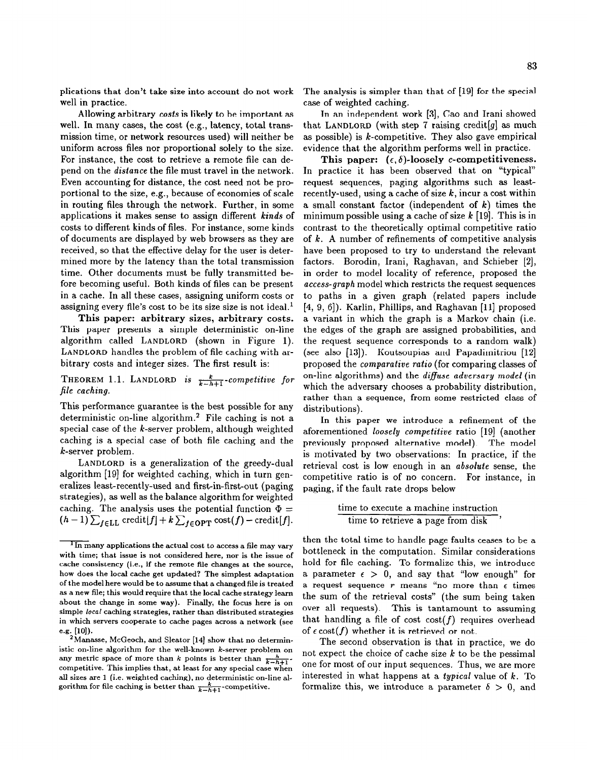plications that don't take size into account do not work well in practice.

Allowing arbitrary *costs* is likely to be important as well. In many cases, the cost (e.g., latency, total transmission time, or network resources used) will neither be uniform across files nor proportional solely to the size. For instance, the cost to retrieve a remote file can depend on the *distance* the file must travel in the network. Even accounting for distance, the cost need not be proportional to the size, e.g., because of economies of scale in routing files through the network. Further, in some applications it makes sense to assign different *kinds* of costs to different kinds of files. For instance, some kinds of documents are displayed by web browsers as they are received, so that the effective delay for the user is determined more by the latency than the total transmission time. Other documents must be fully transmitted before becoming useful. Both kinds of files can be present in a cache. In all these cases, assigning uniform costs or assigning every file's cost to be its size size is not ideal.[1]

**This paper: arbitrary sizes, arbitrary costs.** This paper presents a simple deterministic on-line algorithm called LANDLORD (shown in Figure 1). LANDLORD handles the problem of file caching with arbitrary costs and integer sizes. The first result is:

THEOREM 1.1. *LANDLORD is* $\frac{k}{k-h+1}$*-competitive for file caching.*

This performance guarantee is the best possible for any deterministic on-line algorithm.[2] File caching is not a special case of the $k$-server problem, although weighted caching is a special case of both file caching and the $k$-server problem.

LANDLORD is a generalization of the greedy-dual algorithm [19] for weighted caching, which in turn generalizes least-recently-used and first-in-first-out (paging strategies), as well as the balance algorithm for weighted caching. The analysis uses the potential function $\Phi = (h-1)\sum_{f\in \mathrm{LL}} \mathrm{credit}[f] + k\sum_{f\in \mathrm{OPT}} \mathrm{cost}(f) - \mathrm{credit}[f]$. The analysis is simpler than that of [19] for the special case of weighted caching.

In an independent work [3], Cao and Irani showed that LANDLORD (with step 7 raising credit[$g$] as much as possible) is $k$-competitive. They also gave empirical evidence that the algorithm performs well in practice.

**This paper: $(\epsilon, \delta)$-loosely $c$-competitiveness.** In practice it has been observed that on "typical" request sequences, paging algorithms such as least-recently-used, using a cache of size $k$, incur a cost within a small constant factor (independent of $k$) times the minimum possible using a cache of size $k$ [19]. This is in contrast to the theoretically optimal competitive ratio of $k$. A number of refinements of competitive analysis have been proposed to try to understand the relevant factors. Borodin, Irani, Raghavan, and Schieber [2], in order to model locality of reference, proposed the *access-graph* model which restricts the request sequences to paths in a given graph (related papers include [4, 9, 6]). Karlin, Phillips, and Raghavan [11] proposed a variant in which the graph is a Markov chain (i.e. the edges of the graph are assigned probabilities, and the request sequence corresponds to a random walk) (see also [13]). Koutsoupias and Papadimitriou [12] proposed the *comparative ratio* (for comparing classes of on-line algorithms) and the *diffuse adversary model* (in which the adversary chooses a probability distribution, rather than a sequence, from some restricted class of distributions).

In this paper we introduce a refinement of the aforementioned *loosely competitive* ratio [19] (another previously proposed alternative model). The model is motivated by two observations: In practice, if the retrieval cost is low enough in an *absolute* sense, the competitive ratio is of no concern. For instance, in paging, if the fault rate drops below

$$\frac{\text{time to execute a machine instruction}}{\text{time to retrieve a page from disk}},$$

then the total time to handle page faults ceases to be a bottleneck in the computation. Similar considerations hold for file caching. To formalize this, we introduce a parameter $\epsilon > 0$, and say that "low enough" for a request sequence $r$ means "no more than $\epsilon$ times the sum of the retrieval costs" (the sum being taken over all requests). This is tantamount to assuming that handling a file of cost $\mathrm{cost}(f)$ requires overhead of $\epsilon\,\mathrm{cost}(f)$ whether it is retrieved or not.

The second observation is that in practice, we do not expect the choice of cache size $k$ to be the pessimal one for most of our input sequences. Thus, we are more interested in what happens at a *typical* value of $k$. To formalize this, we introduce a parameter $\delta > 0$, and

---

[1] In many applications the actual cost to access a file may vary with time; that issue is not considered here, nor is the issue of cache consistency (i.e., if the remote file changes at the source, how does the local cache get updated? The simplest adaptation of the model here would be to assume that a changed file is treated as a new file; this would require that the local cache strategy learn about the change in some way). Finally, the focus here is on simple *local* caching strategies, rather than distributed strategies in which servers cooperate to cache pages across a network (see e.g. [10]).

[2] Manasse, McGeoch, and Sleator [14] show that no deterministic on-line algorithm for the well-known $k$-server problem on any metric space of more than $k$ points is better than $\frac{k}{k-h+1}$-competitive. This implies that, at least for any special case when all sizes are 1 (i.e. weighted caching), no deterministic on-line algorithm for file caching is better than $\frac{k}{k-h+1}$-competitive.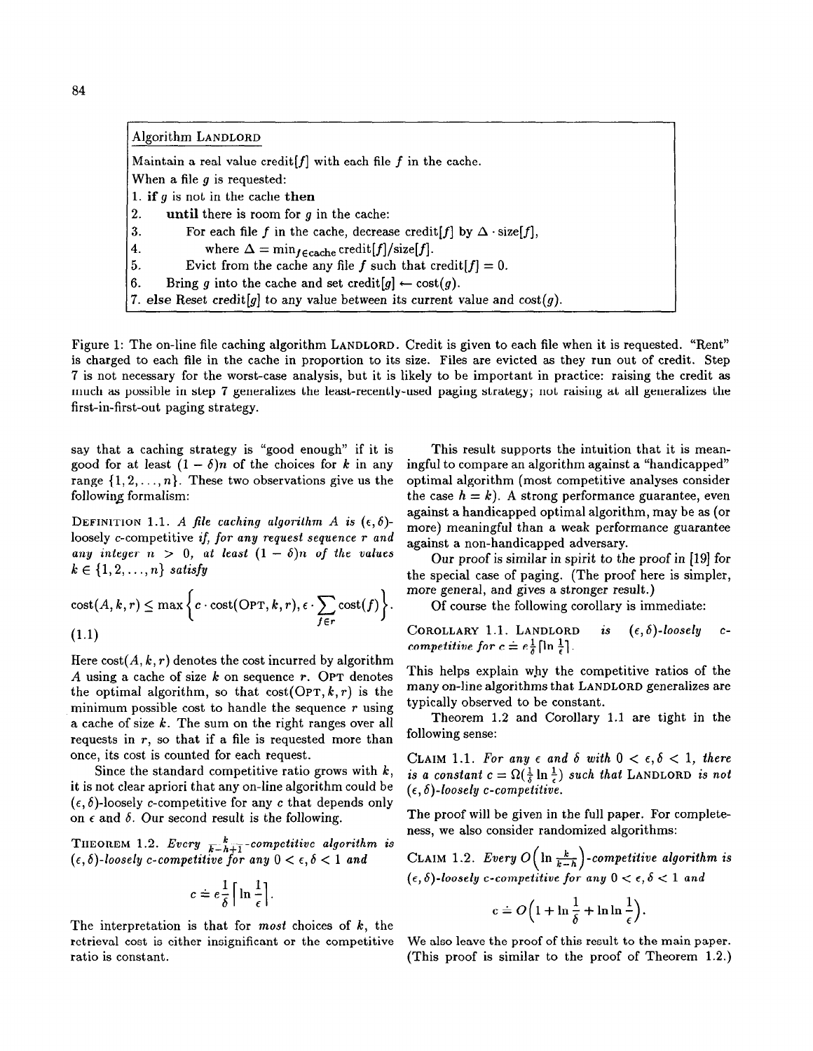| Algorithm LANDLORD |
|---|
| Maintain a real value credit[f] with each file $f$ in the cache. |
| When a file $g$ is requested: |
| 1. **if** $g$ is not in the cache **then** |
| 2. &nbsp;&nbsp;&nbsp;&nbsp;**until** there is room for $g$ in the cache: |
| 3. &nbsp;&nbsp;&nbsp;&nbsp;&nbsp;&nbsp;&nbsp;&nbsp;For each file $f$ in the cache, decrease credit[f] by $\Delta \cdot \text{size}[f]$, |
| 4. &nbsp;&nbsp;&nbsp;&nbsp;&nbsp;&nbsp;&nbsp;&nbsp;&nbsp;&nbsp;&nbsp;&nbsp;where $\Delta = \min_{f \in \text{cache}} \text{credit}[f]/\text{size}[f]$. |
| 5. &nbsp;&nbsp;&nbsp;&nbsp;&nbsp;&nbsp;&nbsp;&nbsp;Evict from the cache any file $f$ such that credit[f] = 0. |
| 6. &nbsp;&nbsp;&nbsp;&nbsp;Bring $g$ into the cache and set credit[g] $\leftarrow$ cost($g$). |
| 7. **else** Reset credit[g] to any value between its current value and cost($g$). |

Figure 1: The on-line file caching algorithm LANDLORD. Credit is given to each file when it is requested. "Rent" is charged to each file in the cache in proportion to its size. Files are evicted as they run out of credit. Step 7 is not necessary for the worst-case analysis, but it is likely to be important in practice: raising the credit as much as possible in step 7 generalizes the least-recently-used paging strategy; not raising at all generalizes the first-in-first-out paging strategy.

say that a caching strategy is "good enough" if it is good for at least $(1-\delta)n$ of the choices for $k$ in any range $\{1, 2, \ldots, n\}$. These two observations give us the following formalism:

DEFINITION 1.1. *A file caching algorithm $A$ is $(\epsilon, \delta)$-loosely $c$-competitive if, for any request sequence $r$ and any integer $n > 0$, at least $(1-\delta)n$ of the values $k \in \{1, 2, \ldots, n\}$ satisfy*

$$\text{cost}(A, k, r) \le \max\Big\{c \cdot \text{cost}(\text{OPT}, k, r), \epsilon \cdot \sum_{f \in r} \text{cost}(f)\Big\}. \tag{1.1}$$

Here cost$(A, k, r)$ denotes the cost incurred by algorithm $A$ using a cache of size $k$ on sequence $r$. OPT denotes the optimal algorithm, so that cost(OPT, $k$, $r$) is the minimum possible cost to handle the sequence $r$ using a cache of size $k$. The sum on the right ranges over all requests in $r$, so that if a file is requested more than once, its cost is counted for each request.

Since the standard competitive ratio grows with $k$, it is not clear apriori that any on-line algorithm could be $(\epsilon, \delta)$-loosely $c$-competitive for any $c$ that depends only on $\epsilon$ and $\delta$. Our second result is the following.

THEOREM 1.2. *Every $\frac{k}{k-h+1}$-competitive algorithm is $(\epsilon, \delta)$-loosely $c$-competitive for any $0 < \epsilon, \delta < 1$ and*

$$c \doteq e\frac{1}{\delta}\left\lceil \ln \frac{1}{\epsilon} \right\rceil.$$

The interpretation is that for *most* choices of $k$, the retrieval cost is either insignificant or the competitive ratio is constant.

This result supports the intuition that it is meaningful to compare an algorithm against a "handicapped" optimal algorithm (most competitive analyses consider the case $h = k$). A strong performance guarantee, even against a handicapped optimal algorithm, may be as (or more) meaningful than a weak performance guarantee against a non-handicapped adversary.

Our proof is similar in spirit to the proof in [19] for the special case of paging. (The proof here is simpler, more general, and gives a stronger result.)

Of course the following corollary is immediate:

COROLLARY 1.1. LANDLORD *is $(\epsilon, \delta)$-loosely $c$-competitive for $c \doteq e\frac{1}{\delta}\lceil \ln \frac{1}{\epsilon} \rceil$.*

This helps explain why the competitive ratios of the many on-line algorithms that LANDLORD generalizes are typically observed to be constant.

Theorem 1.2 and Corollary 1.1 are tight in the following sense:

CLAIM 1.1. *For any $\epsilon$ and $\delta$ with $0 < \epsilon, \delta < 1$, there is a constant $c = \Omega(\frac{1}{\delta} \ln \frac{1}{\epsilon})$ such that* LANDLORD *is not $(\epsilon, \delta)$-loosely $c$-competitive.*

The proof will be given in the full paper. For completeness, we also consider randomized algorithms:

CLAIM 1.2. *Every $O\Big(\ln \frac{k}{k-h}\Big)$-competitive algorithm is $(\epsilon, \delta)$-loosely $c$-competitive for any $0 < \epsilon, \delta < 1$ and*

$$c \doteq O\Big(1 + \ln \frac{1}{\delta} + \ln \ln \frac{1}{\epsilon}\Big).$$

We also leave the proof of this result to the main paper. (This proof is similar to the proof of Theorem 1.2.)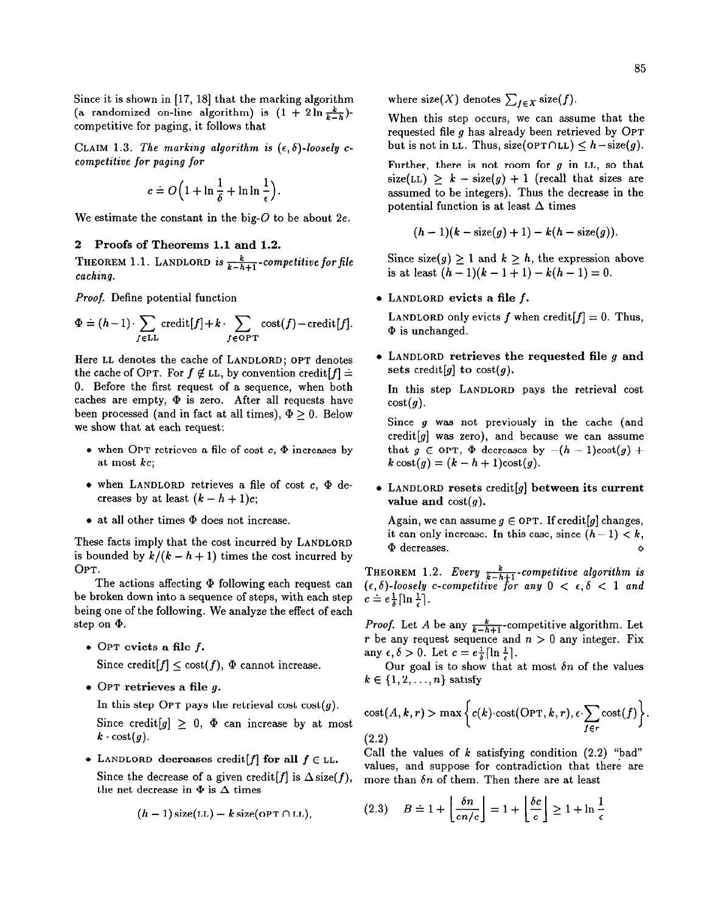Since it is shown in [17, 18] that the marking algorithm (a randomized on-line algorithm) is $(1 + 2\ln\frac{k}{k-h})$-competitive for paging, it follows that

CLAIM 1.3. *The marking algorithm is $(\epsilon, \delta)$-loosely c-competitive for paging for*

$$c \doteq O\Big(1 + \ln\frac{1}{\delta} + \ln\ln\frac{1}{\epsilon}\Big).$$

We estimate the constant in the big-$O$ to be about $2e$.

## 2 Proofs of Theorems 1.1 and 1.2.

THEOREM 1.1. LANDLORD *is $\frac{k}{k-h+1}$-competitive for file caching.*

*Proof.* Define potential function

$$\Phi \doteq (h-1)\cdot\sum_{f\in\text{LL}}\text{credit}[f] + k\cdot\sum_{f\in\text{OPT}}\text{cost}(f) - \text{credit}[f].$$

Here LL denotes the cache of LANDLORD; OPT denotes the cache of OPT. For $f \notin$ LL, by convention credit$[f] \doteq 0$. Before the first request of a sequence, when both caches are empty, $\Phi$ is zero. After all requests have been processed (and in fact at all times), $\Phi \geq 0$. Below we show that at each request:

- when OPT retrieves a file of cost $c$, $\Phi$ increases by at most $kc$;
- when LANDLORD retrieves a file of cost $c$, $\Phi$ decreases by at least $(k-h+1)c$;
- at all other times $\Phi$ does not increase.

These facts imply that the cost incurred by LANDLORD is bounded by $k/(k-h+1)$ times the cost incurred by OPT.

The actions affecting $\Phi$ following each request can be broken down into a sequence of steps, with each step being one of the following. We analyze the effect of each step on $\Phi$.

- **OPT evicts a file $f$.**

  Since credit$[f] \leq$ cost$(f)$, $\Phi$ cannot increase.

- **OPT retrieves a file $g$.**

  In this step OPT pays the retrieval cost cost$(g)$. Since credit$[g] \geq 0$, $\Phi$ can increase by at most $k \cdot$ cost$(g)$.

- **LANDLORD decreases credit$[f]$ for all $f \in$ LL.**

  Since the decrease of a given credit$[f]$ is $\Delta\,$size$(f)$, the net decrease in $\Phi$ is $\Delta$ times

  $$(h-1)\,\text{size}(\text{LL}) - k\,\text{size}(\text{OPT}\cap\text{LL}),$$

  where size$(X)$ denotes $\sum_{f\in X}$ size$(f)$.

  When this step occurs, we can assume that the requested file $g$ has already been retrieved by OPT but is not in LL. Thus, size(OPT$\cap$LL) $\leq h -$ size$(g)$. Further, there is not room for $g$ in LL, so that size(LL) $\geq k -$ size$(g) + 1$ (recall that sizes are assumed to be integers). Thus the decrease in the potential function is at least $\Delta$ times

  $$(h-1)(k - \text{size}(g) + 1) - k(h - \text{size}(g)).$$

  Since size$(g) \geq 1$ and $k \geq h$, the expression above is at least $(h-1)(k-1+1) - k(h-1) = 0$.

- **LANDLORD evicts a file $f$.**

  LANDLORD only evicts $f$ when credit$[f] = 0$. Thus, $\Phi$ is unchanged.

- **LANDLORD retrieves the requested file $g$ and sets credit$[g]$ to cost$(g)$.**

  In this step LANDLORD pays the retrieval cost cost$(g)$.

  Since $g$ was not previously in the cache (and credit$[g]$ was zero), and because we can assume that $g \in$ OPT, $\Phi$ decreases by $-(h-1)\text{cost}(g) + k\,\text{cost}(g) = (k-h+1)\text{cost}(g)$.

- **LANDLORD resets credit$[g]$ between its current value and cost$(g)$.**

  Again, we can assume $g \in$ OPT. If credit$[g]$ changes, it can only increase. In this case, since $(h-1) < k$, $\Phi$ decreases. ◇

THEOREM 1.2. *Every $\frac{k}{k-h+1}$-competitive algorithm is $(\epsilon, \delta)$-loosely c-competitive for any $0 < \epsilon, \delta < 1$ and $c \doteq e\frac{1}{\delta}\lceil\ln\frac{1}{\epsilon}\rceil$.*

*Proof.* Let $A$ be any $\frac{k}{k-h+1}$-competitive algorithm. Let $r$ be any request sequence and $n > 0$ any integer. Fix any $\epsilon, \delta > 0$. Let $c = e\frac{1}{\delta}\lceil\ln\frac{1}{\epsilon}\rceil$.

Our goal is to show that at most $\delta n$ of the values $k \in \{1, 2, \ldots, n\}$ satisfy

$$\text{cost}(A, k, r) > \max\Big\{c(k)\cdot\text{cost}(\text{OPT}, k, r), \epsilon\cdot\sum_{f\in r}\text{cost}(f)\Big\}.$$

(2.2)

Call the values of $k$ satisfying condition (2.2) "bad" values, and suppose for contradiction that there are more than $\delta n$ of them. Then there are at least

$$\text{(2.3)}\quad B \doteq 1 + \left\lfloor\frac{\delta n}{cn/c}\right\rfloor = 1 + \left\lfloor\frac{\delta c}{c}\right\rfloor \geq 1 + \ln\frac{1}{\epsilon}$$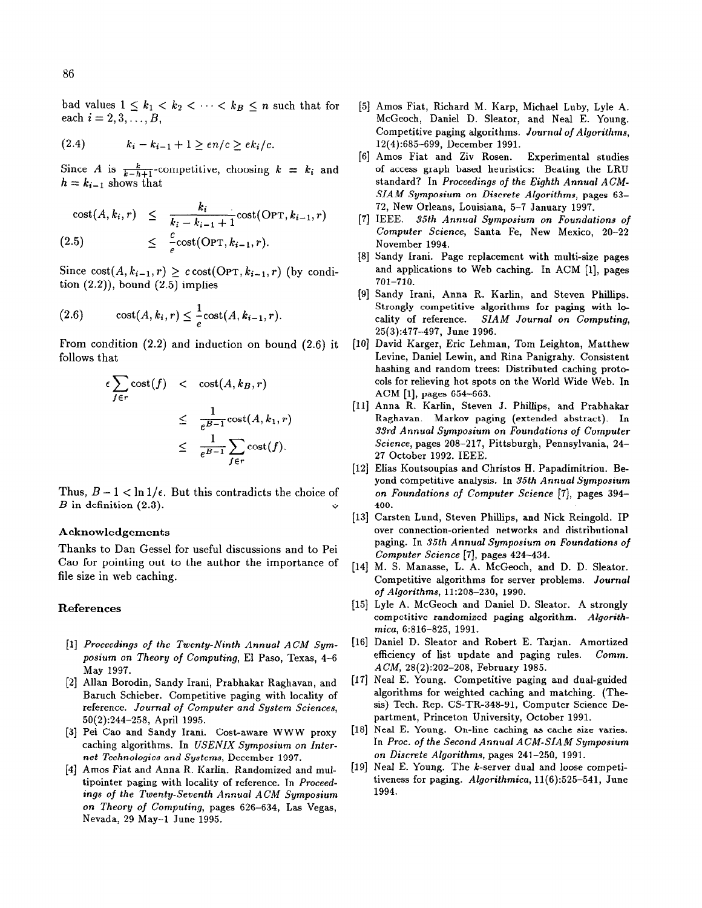bad values $1 \le k_1 < k_2 < \cdots < k_B \le n$ such that for each $i = 2, 3, \ldots, B$,

$$k_i - k_{i-1} + 1 \ge en/c \ge ek_i/c. \tag{2.4}$$

Since $A$ is $\frac{k}{k-h+1}$-competitive, choosing $k = k_i$ and $h = k_{i-1}$ shows that

$$\begin{aligned} \text{cost}(A, k_i, r) &\le \frac{k_i}{k_i - k_{i-1} + 1} \text{cost}(\text{OPT}, k_{i-1}, r) \\ &\le \frac{c}{e} \text{cost}(\text{OPT}, k_{i-1}, r). \end{aligned} \tag{2.5}$$

Since $\text{cost}(A, k_{i-1}, r) \ge c \, \text{cost}(\text{OPT}, k_{i-1}, r)$ (by condition (2.2)), bound (2.5) implies

$$\text{cost}(A, k_i, r) \le \frac{1}{e} \text{cost}(A, k_{i-1}, r). \tag{2.6}$$

From condition (2.2) and induction on bound (2.6) it follows that

$$\begin{aligned} \epsilon \sum_{f \in r} \text{cost}(f) &< \text{cost}(A, k_B, r) \\ &\le \frac{1}{e^{B-1}} \text{cost}(A, k_1, r) \\ &\le \frac{1}{e^{B-1}} \sum_{f \in r} \text{cost}(f). \end{aligned}$$

Thus, $B - 1 < \ln 1/\epsilon$. But this contradicts the choice of $B$ in definition (2.3).

### Acknowledgements

Thanks to Dan Gessel for useful discussions and to Pei Cao for pointing out to the author the importance of file size in web caching.

### References

[1] *Proceedings of the Twenty-Ninth Annual ACM Symposium on Theory of Computing*, El Paso, Texas, 4-6 May 1997.

[2] Allan Borodin, Sandy Irani, Prabhakar Raghavan, and Baruch Schieber. Competitive paging with locality of reference. *Journal of Computer and System Sciences*, 50(2):244-258, April 1995.

[3] Pei Cao and Sandy Irani. Cost-aware WWW proxy caching algorithms. In *USENIX Symposium on Internet Technologies and Systems*, December 1997.

[4] Amos Fiat and Anna R. Karlin. Randomized and multipointer paging with locality of reference. In *Proceedings of the Twenty-Seventh Annual ACM Symposium on Theory of Computing*, pages 626-634, Las Vegas, Nevada, 29 May-1 June 1995.

[5] Amos Fiat, Richard M. Karp, Michael Luby, Lyle A. McGeoch, Daniel D. Sleator, and Neal E. Young. Competitive paging algorithms. *Journal of Algorithms*, 12(4):685-699, December 1991.

[6] Amos Fiat and Ziv Rosen. Experimental studies of access graph based heuristics: Beating the LRU standard? In *Proceedings of the Eighth Annual ACM-SIAM Symposium on Discrete Algorithms*, pages 63-72, New Orleans, Louisiana, 5-7 January 1997.

[7] IEEE. *35th Annual Symposium on Foundations of Computer Science*, Santa Fe, New Mexico, 20-22 November 1994.

[8] Sandy Irani. Page replacement with multi-size pages and applications to Web caching. In ACM [1], pages 701-710.

[9] Sandy Irani, Anna R. Karlin, and Steven Phillips. Strongly competitive algorithms for paging with locality of reference. *SIAM Journal on Computing*, 25(3):477-497, June 1996.

[10] David Karger, Eric Lehman, Tom Leighton, Matthew Levine, Daniel Lewin, and Rina Panigrahy. Consistent hashing and random trees: Distributed caching protocols for relieving hot spots on the World Wide Web. In ACM [1], pages 654-663.

[11] Anna R. Karlin, Steven J. Phillips, and Prabhakar Raghavan. Markov paging (extended abstract). In *33rd Annual Symposium on Foundations of Computer Science*, pages 208-217, Pittsburgh, Pennsylvania, 24-27 October 1992. IEEE.

[12] Elias Koutsoupias and Christos H. Papadimitriou. Beyond competitive analysis. In *35th Annual Symposium on Foundations of Computer Science* [7], pages 394-400.

[13] Carsten Lund, Steven Phillips, and Nick Reingold. IP over connection-oriented networks and distributional paging. In *35th Annual Symposium on Foundations of Computer Science* [7], pages 424-434.

[14] M. S. Manasse, L. A. McGeoch, and D. D. Sleator. Competitive algorithms for server problems. *Journal of Algorithms*, 11:208-230, 1990.

[15] Lyle A. McGeoch and Daniel D. Sleator. A strongly competitive randomized paging algorithm. *Algorithmica*, 6:816-825, 1991.

[16] Daniel D. Sleator and Robert E. Tarjan. Amortized efficiency of list update and paging rules. *Comm. ACM*, 28(2):202-208, February 1985.

[17] Neal E. Young. Competitive paging and dual-guided algorithms for weighted caching and matching. (Thesis) Tech. Rep. CS-TR-348-91, Computer Science Department, Princeton University, October 1991.

[18] Neal E. Young. On-line caching as cache size varies. In *Proc. of the Second Annual ACM-SIAM Symposium on Discrete Algorithms*, pages 241-250, 1991.

[19] Neal E. Young. The $k$-server dual and loose competitiveness for paging. *Algorithmica*, 11(6):525-541, June 1994.